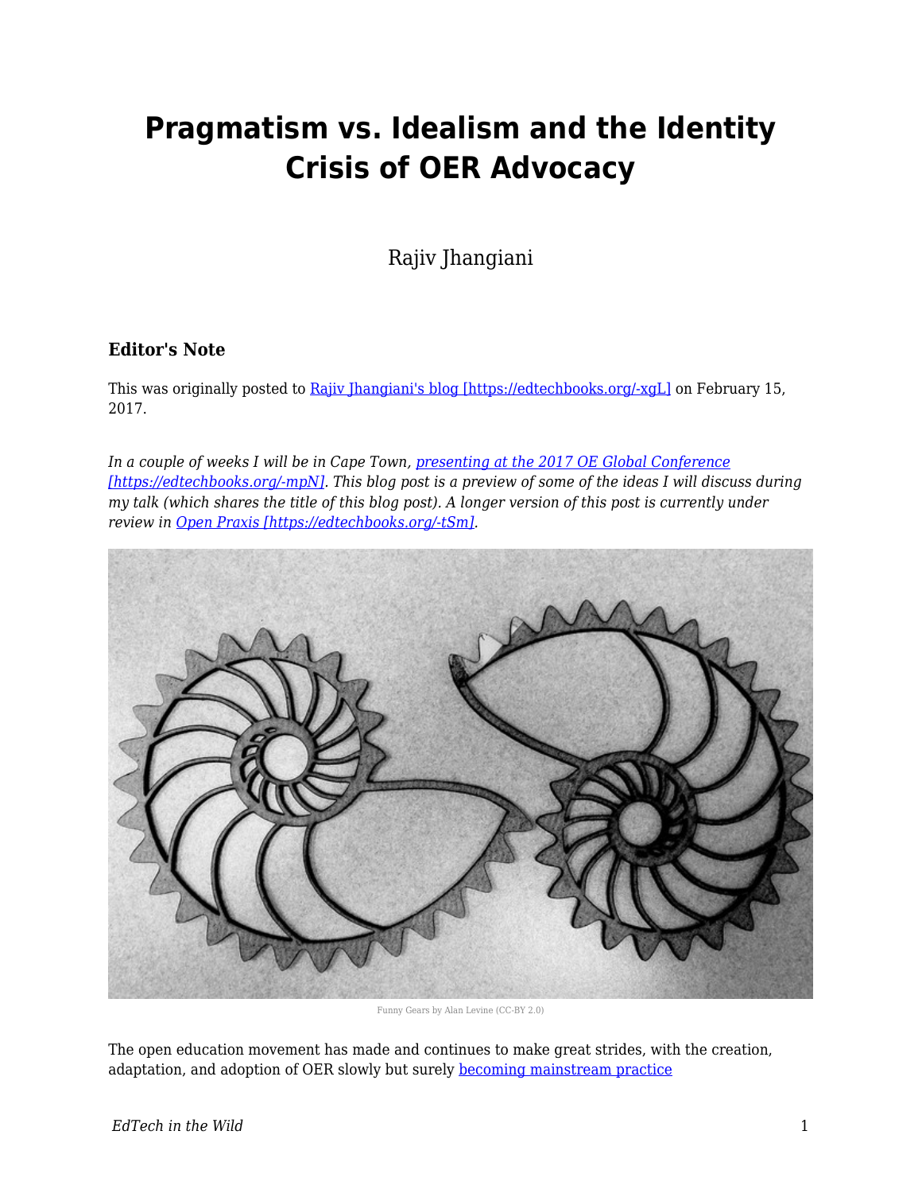# Pragmatism vs. Idealism and the Identity Crisis of OER Advocacy

Rajiv Jhangiani

### Editor's Note

This was originally posted to Rajiv Jhangiani's blog [https://edtechbooks.org/-xgL] on February 15, 2017.

*In a couple of weeks I will be in Cape Town, presenting at the 2017 OE Global Conference [https://edtechbooks.org/-mpN]. This blog post is a preview of some of the ideas I will discuss during my talk (which shares the title of this blog post). A longer version of this post is currently under review in Open Praxis [https://edtechbooks.org/-tSm].*

Funny Gears by Alan Levine (CC-BY 2.0)

The open education movement has made and continues to make great strides, with the creation, adaptation, and adoption of OER slowly but surely becoming mainstream practice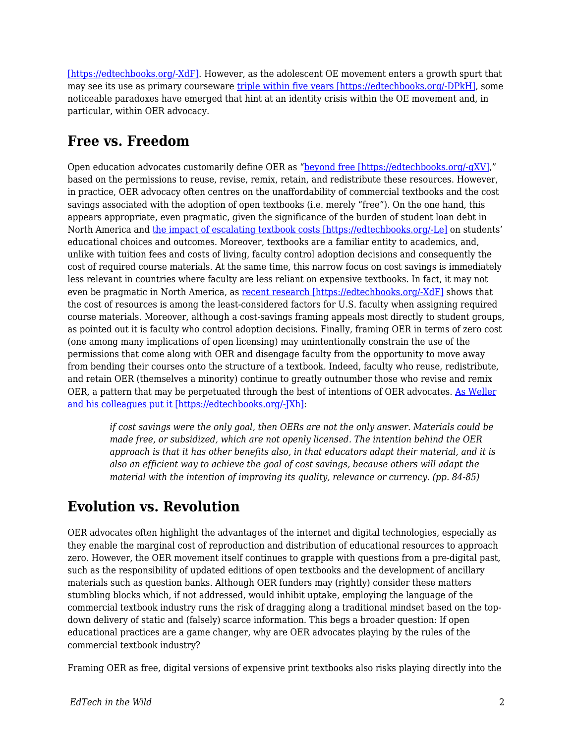[https://edtechbooks.org/-XdF]. However, as the adolescent OE movement enters a growth spurt that may see its use as primary courseware triple within five years [https://edtechbooks.org/-DPkH], some noticeable paradoxes have emerged that hint at an identity crisis within the OE movement and, in particular, within OER advocacy.

## Free vs. Freedom

Open education advocates customarily define OER as "beyond free [https://edtechbooks.org/-gXV]," based on the permissions to reuse, revise, remix, retain, and redistribute these resources. However, in practice, OER advocacy often centres on the unaffordability of commercial textbooks and the cost savings associated with the adoption of open textbooks (i.e. merely "free"). On the one hand, this appears appropriate, even pragmatic, given the significance of the burden of student loan debt in North America and the impact of escalating textbook costs [https://edtechbooks.org/-Le] on students' educational choices and outcomes. Moreover, textbooks are a familiar entity to academics, and, unlike with tuition fees and costs of living, faculty control adoption decisions and consequently the cost of required course materials. At the same time, this narrow focus on cost savings is immediately less relevant in countries where faculty are less reliant on expensive textbooks. In fact, it may not even be pragmatic in North America, as recent research [https://edtechbooks.org/-XdF] shows that the cost of resources is among the least-considered factors for U.S. faculty when assigning required course materials. Moreover, although a cost-savings framing appeals most directly to student groups, as pointed out it is faculty who control adoption decisions. Finally, framing OER in terms of zero cost (one among many implications of open licensing) may unintentionally constrain the use of the permissions that come along with OER and disengage faculty from the opportunity to move away from bending their courses onto the structure of a textbook. Indeed, faculty who reuse, redistribute, and retain OER (themselves a minority) continue to greatly outnumber those who revise and remix OER, a pattern that may be perpetuated through the best of intentions of OER advocates. As Weller and his colleagues put it [https://edtechbooks.org/-JXh]:

> *if cost savings were the only goal, then OERs are not the only answer. Materials could be made free, or subsidized, which are not openly licensed. The intention behind the OER approach is that it has other benefits also, in that educators adapt their material, and it is also an efficient way to achieve the goal of cost savings, because others will adapt the material with the intention of improving its quality, relevance or currency. (pp. 84-85)*

## Evolution vs. Revolution

OER advocates often highlight the advantages of the internet and digital technologies, especially as they enable the marginal cost of reproduction and distribution of educational resources to approach zero. However, the OER movement itself continues to grapple with questions from a pre-digital past, such as the responsibility of updated editions of open textbooks and the development of ancillary materials such as question banks. Although OER funders may (rightly) consider these matters stumbling blocks which, if not addressed, would inhibit uptake, employing the language of the commercial textbook industry runs the risk of dragging along a traditional mindset based on the top-down delivery of static and (falsely) scarce information. This begs a broader question: If open educational practices are a game changer, why are OER advocates playing by the rules of the commercial textbook industry?

Framing OER as free, digital versions of expensive print textbooks also risks playing directly into the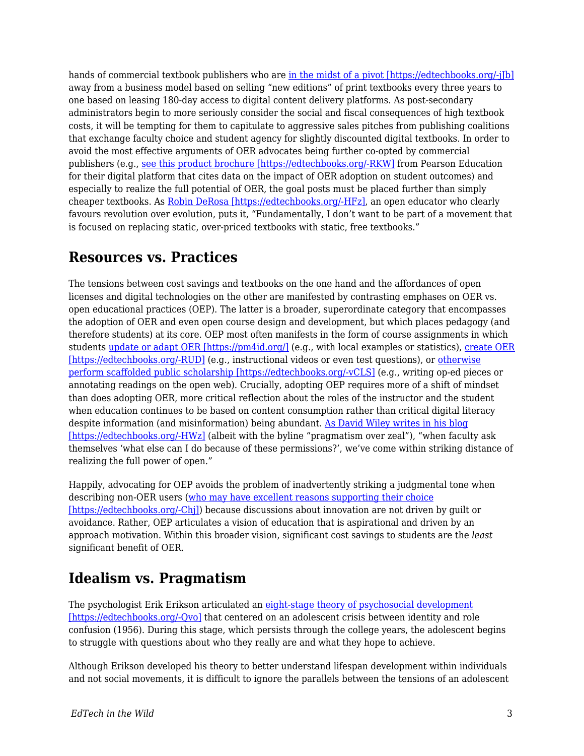hands of commercial textbook publishers who are [in the midst of a pivot [https://edtechbooks.org/-jJb]](https://edtechbooks.org/-jJb) away from a business model based on selling "new editions" of print textbooks every three years to one based on leasing 180-day access to digital content delivery platforms. As post-secondary administrators begin to more seriously consider the social and fiscal consequences of high textbook costs, it will be tempting for them to capitulate to aggressive sales pitches from publishing coalitions that exchange faculty choice and student agency for slightly discounted digital textbooks. In order to avoid the most effective arguments of OER advocates being further co-opted by commercial publishers (e.g., [see this product brochure [https://edtechbooks.org/-RKW]](https://edtechbooks.org/-RKW) from Pearson Education for their digital platform that cites data on the impact of OER adoption on student outcomes) and especially to realize the full potential of OER, the goal posts must be placed further than simply cheaper textbooks. As [Robin DeRosa [https://edtechbooks.org/-HFz]](https://edtechbooks.org/-HFz), an open educator who clearly favours revolution over evolution, puts it, "Fundamentally, I don't want to be part of a movement that is focused on replacing static, over-priced textbooks with static, free textbooks."

## Resources vs. Practices

The tensions between cost savings and textbooks on the one hand and the affordances of open licenses and digital technologies on the other are manifested by contrasting emphases on OER vs. open educational practices (OEP). The latter is a broader, superordinate category that encompasses the adoption of OER and even open course design and development, but which places pedagogy (and therefore students) at its core. OEP most often manifests in the form of course assignments in which students [update or adapt OER [https://pm4id.org/]](https://pm4id.org/) (e.g., with local examples or statistics), [create OER [https://edtechbooks.org/-RUD]](https://edtechbooks.org/-RUD) (e.g., instructional videos or even test questions), or [otherwise perform scaffolded public scholarship [https://edtechbooks.org/-vCLS]](https://edtechbooks.org/-vCLS) (e.g., writing op-ed pieces or annotating readings on the open web). Crucially, adopting OEP requires more of a shift of mindset than does adopting OER, more critical reflection about the roles of the instructor and the student when education continues to be based on content consumption rather than critical digital literacy despite information (and misinformation) being abundant. [As David Wiley writes in his blog [https://edtechbooks.org/-HWz]](https://edtechbooks.org/-HWz) (albeit with the byline "pragmatism over zeal"), "when faculty ask themselves 'what else can I do because of these permissions?', we've come within striking distance of realizing the full power of open."

Happily, advocating for OEP avoids the problem of inadvertently striking a judgmental tone when describing non-OER users ([who may have excellent reasons supporting their choice [https://edtechbooks.org/-Chj]](https://edtechbooks.org/-Chj)) because discussions about innovation are not driven by guilt or avoidance. Rather, OEP articulates a vision of education that is aspirational and driven by an approach motivation. Within this broader vision, significant cost savings to students are the *least* significant benefit of OER.

## Idealism vs. Pragmatism

The psychologist Erik Erikson articulated an [eight-stage theory of psychosocial development [https://edtechbooks.org/-Qvo]](https://edtechbooks.org/-Qvo) that centered on an adolescent crisis between identity and role confusion (1956). During this stage, which persists through the college years, the adolescent begins to struggle with questions about who they really are and what they hope to achieve.

Although Erikson developed his theory to better understand lifespan development within individuals and not social movements, it is difficult to ignore the parallels between the tensions of an adolescent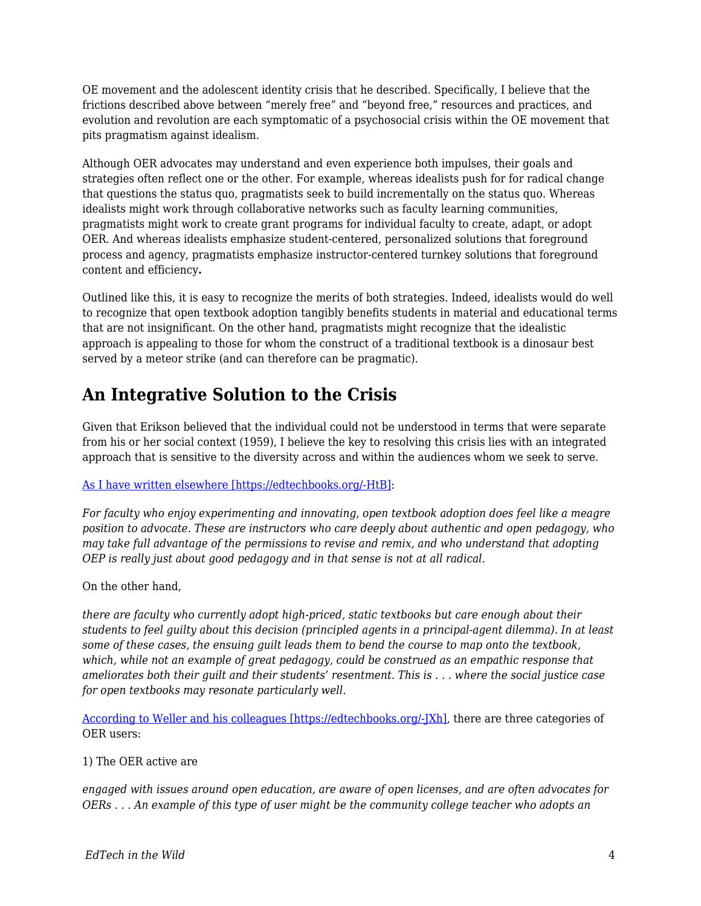OE movement and the adolescent identity crisis that he described. Specifically, I believe that the frictions described above between "merely free" and "beyond free," resources and practices, and evolution and revolution are each symptomatic of a psychosocial crisis within the OE movement that pits pragmatism against idealism.

Although OER advocates may understand and even experience both impulses, their goals and strategies often reflect one or the other. For example, whereas idealists push for for radical change that questions the status quo, pragmatists seek to build incrementally on the status quo. Whereas idealists might work through collaborative networks such as faculty learning communities, pragmatists might work to create grant programs for individual faculty to create, adapt, or adopt OER. And whereas idealists emphasize student-centered, personalized solutions that foreground process and agency, pragmatists emphasize instructor-centered turnkey solutions that foreground content and efficiency**.**

Outlined like this, it is easy to recognize the merits of both strategies. Indeed, idealists would do well to recognize that open textbook adoption tangibly benefits students in material and educational terms that are not insignificant. On the other hand, pragmatists might recognize that the idealistic approach is appealing to those for whom the construct of a traditional textbook is a dinosaur best served by a meteor strike (and can therefore can be pragmatic).

## An Integrative Solution to the Crisis

Given that Erikson believed that the individual could not be understood in terms that were separate from his or her social context (1959), I believe the key to resolving this crisis lies with an integrated approach that is sensitive to the diversity across and within the audiences whom we seek to serve.

[As I have written elsewhere [https://edtechbooks.org/-HtB]](https://edtechbooks.org/-HtB):

*For faculty who enjoy experimenting and innovating, open textbook adoption does feel like a meagre position to advocate. These are instructors who care deeply about authentic and open pedagogy, who may take full advantage of the permissions to revise and remix, and who understand that adopting OEP is really just about good pedagogy and in that sense is not at all radical.*

On the other hand,

*there are faculty who currently adopt high-priced, static textbooks but care enough about their students to feel guilty about this decision (principled agents in a principal-agent dilemma). In at least some of these cases, the ensuing guilt leads them to bend the course to map onto the textbook, which, while not an example of great pedagogy, could be construed as an empathic response that ameliorates both their guilt and their students' resentment. This is . . . where the social justice case for open textbooks may resonate particularly well.*

[According to Weller and his colleagues [https://edtechbooks.org/-JXh]](https://edtechbooks.org/-JXh), there are three categories of OER users:

1) The OER active are

*engaged with issues around open education, are aware of open licenses, and are often advocates for OERs . . . An example of this type of user might be the community college teacher who adopts an*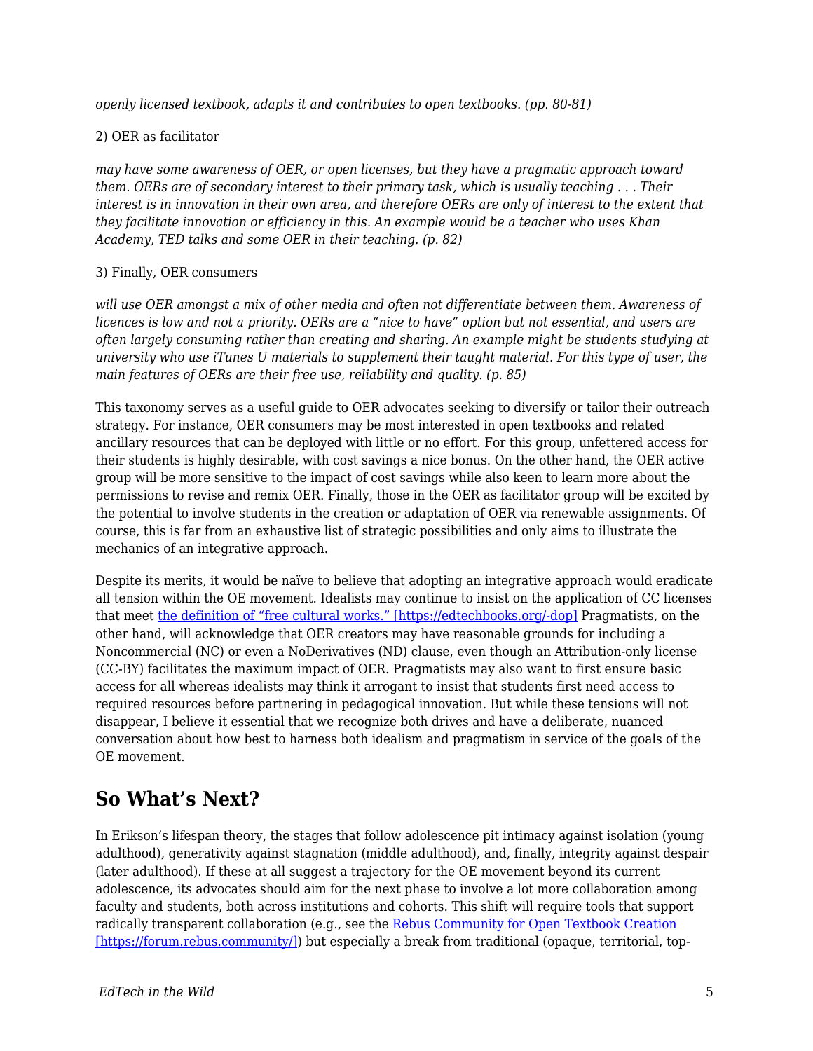*openly licensed textbook, adapts it and contributes to open textbooks. (pp. 80-81)*

2) OER as facilitator

*may have some awareness of OER, or open licenses, but they have a pragmatic approach toward them. OERs are of secondary interest to their primary task, which is usually teaching . . . Their interest is in innovation in their own area, and therefore OERs are only of interest to the extent that they facilitate innovation or efficiency in this. An example would be a teacher who uses Khan Academy, TED talks and some OER in their teaching. (p. 82)*

3) Finally, OER consumers

*will use OER amongst a mix of other media and often not differentiate between them. Awareness of licences is low and not a priority. OERs are a "nice to have" option but not essential, and users are often largely consuming rather than creating and sharing. An example might be students studying at university who use iTunes U materials to supplement their taught material. For this type of user, the main features of OERs are their free use, reliability and quality. (p. 85)*

This taxonomy serves as a useful guide to OER advocates seeking to diversify or tailor their outreach strategy. For instance, OER consumers may be most interested in open textbooks and related ancillary resources that can be deployed with little or no effort. For this group, unfettered access for their students is highly desirable, with cost savings a nice bonus. On the other hand, the OER active group will be more sensitive to the impact of cost savings while also keen to learn more about the permissions to revise and remix OER. Finally, those in the OER as facilitator group will be excited by the potential to involve students in the creation or adaptation of OER via renewable assignments. Of course, this is far from an exhaustive list of strategic possibilities and only aims to illustrate the mechanics of an integrative approach.

Despite its merits, it would be naïve to believe that adopting an integrative approach would eradicate all tension within the OE movement. Idealists may continue to insist on the application of CC licenses that meet [the definition of "free cultural works." [https://edtechbooks.org/-dop]](https://edtechbooks.org/-dop) Pragmatists, on the other hand, will acknowledge that OER creators may have reasonable grounds for including a Noncommercial (NC) or even a NoDerivatives (ND) clause, even though an Attribution-only license (CC-BY) facilitates the maximum impact of OER. Pragmatists may also want to first ensure basic access for all whereas idealists may think it arrogant to insist that students first need access to required resources before partnering in pedagogical innovation. But while these tensions will not disappear, I believe it essential that we recognize both drives and have a deliberate, nuanced conversation about how best to harness both idealism and pragmatism in service of the goals of the OE movement.

## So What's Next?

In Erikson's lifespan theory, the stages that follow adolescence pit intimacy against isolation (young adulthood), generativity against stagnation (middle adulthood), and, finally, integrity against despair (later adulthood). If these at all suggest a trajectory for the OE movement beyond its current adolescence, its advocates should aim for the next phase to involve a lot more collaboration among faculty and students, both across institutions and cohorts. This shift will require tools that support radically transparent collaboration (e.g., see the [Rebus Community for Open Textbook Creation [https://forum.rebus.community/]](https://forum.rebus.community/)) but especially a break from traditional (opaque, territorial, top-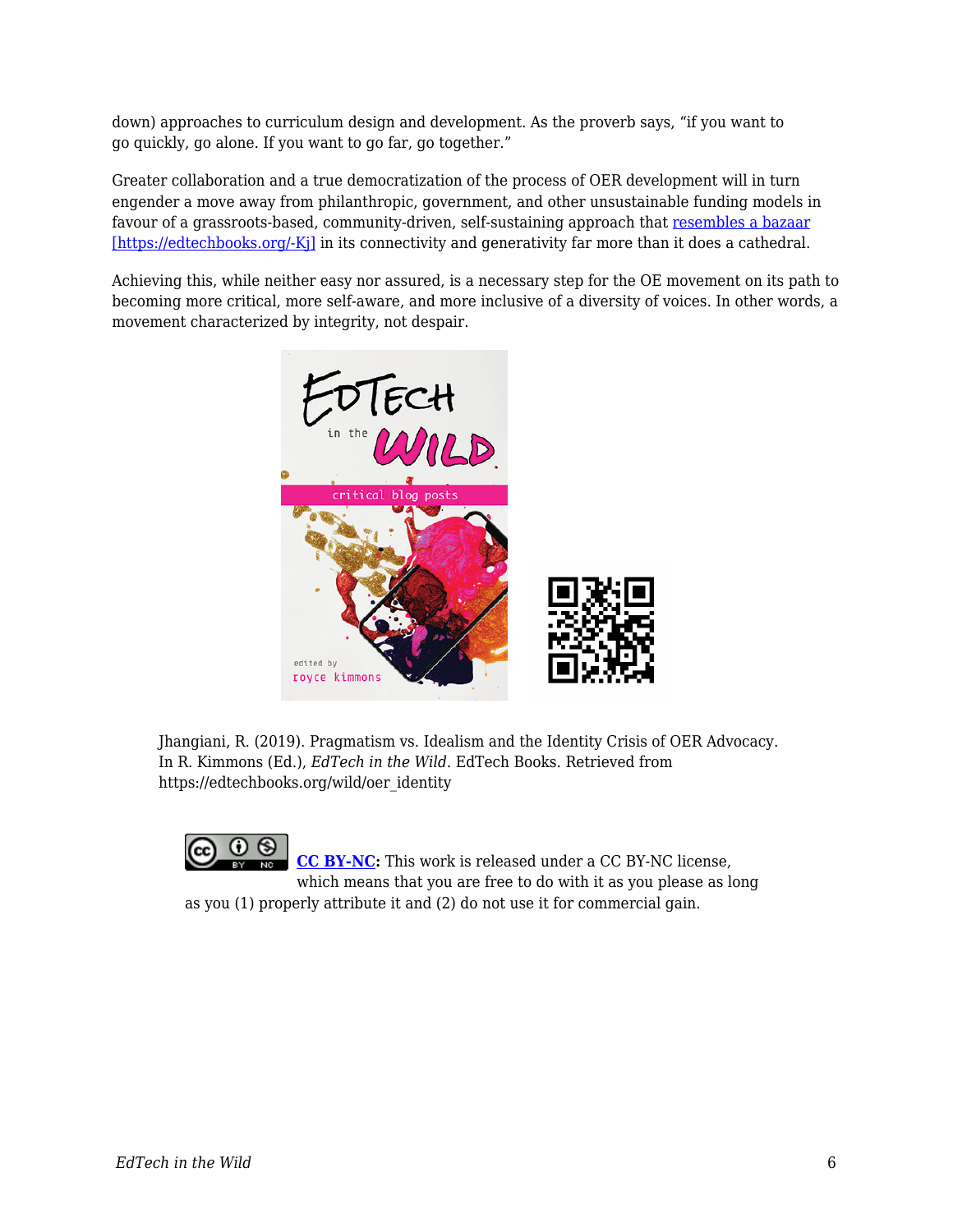down) approaches to curriculum design and development. As the proverb says, "if you want to go quickly, go alone. If you want to go far, go together."

Greater collaboration and a true democratization of the process of OER development will in turn engender a move away from philanthropic, government, and other unsustainable funding models in favour of a grassroots-based, community-driven, self-sustaining approach that [resembles a bazaar [https://edtechbooks.org/-Kj]](https://edtechbooks.org/-Kj) in its connectivity and generativity far more than it does a cathedral.

Achieving this, while neither easy nor assured, is a necessary step for the OE movement on its path to becoming more critical, more self-aware, and more inclusive of a diversity of voices. In other words, a movement characterized by integrity, not despair.

Jhangiani, R. (2019). Pragmatism vs. Idealism and the Identity Crisis of OER Advocacy. In R. Kimmons (Ed.), *EdTech in the Wild*. EdTech Books. Retrieved from https://edtechbooks.org/wild/oer_identity

**[CC BY-NC](https://creativecommons.org/licenses/by-nc/4.0/):** This work is released under a CC BY-NC license, which means that you are free to do with it as you please as long as you (1) properly attribute it and (2) do not use it for commercial gain.